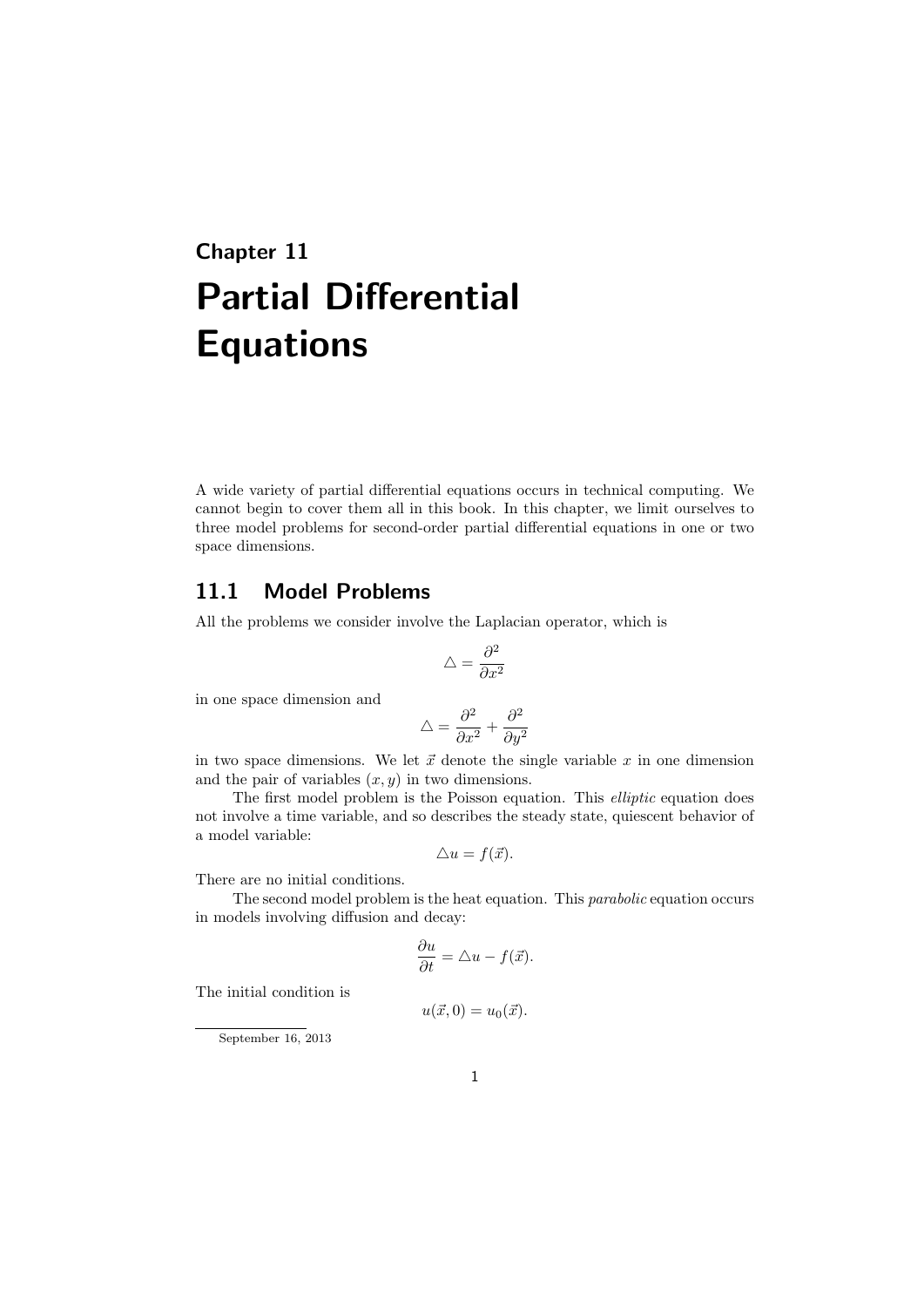# Chapter 11

# Partial Differential Equations

A wide variety of partial differential equations occurs in technical computing. We cannot begin to cover them all in this book. In this chapter, we limit ourselves to three model problems for second-order partial differential equations in one or two space dimensions.

## 11.1 Model Problems

All the problems we consider involve the Laplacian operator, which is

$$\triangle = \frac{\partial^2}{\partial x^2}$$

in one space dimension and

$$\triangle = \frac{\partial^2}{\partial x^2} + \frac{\partial^2}{\partial y^2}$$

in two space dimensions. We let $\vec{x}$ denote the single variable $x$ in one dimension and the pair of variables $(x, y)$ in two dimensions.

The first model problem is the Poisson equation. This *elliptic* equation does not involve a time variable, and so describes the steady state, quiescent behavior of a model variable:

$$\triangle u = f(\vec{x}).$$

There are no initial conditions.

The second model problem is the heat equation. This *parabolic* equation occurs in models involving diffusion and decay:

$$\frac{\partial u}{\partial t} = \triangle u - f(\vec{x}).$$

The initial condition is

$$u(\vec{x}, 0) = u_0(\vec{x}).$$

September 16, 2013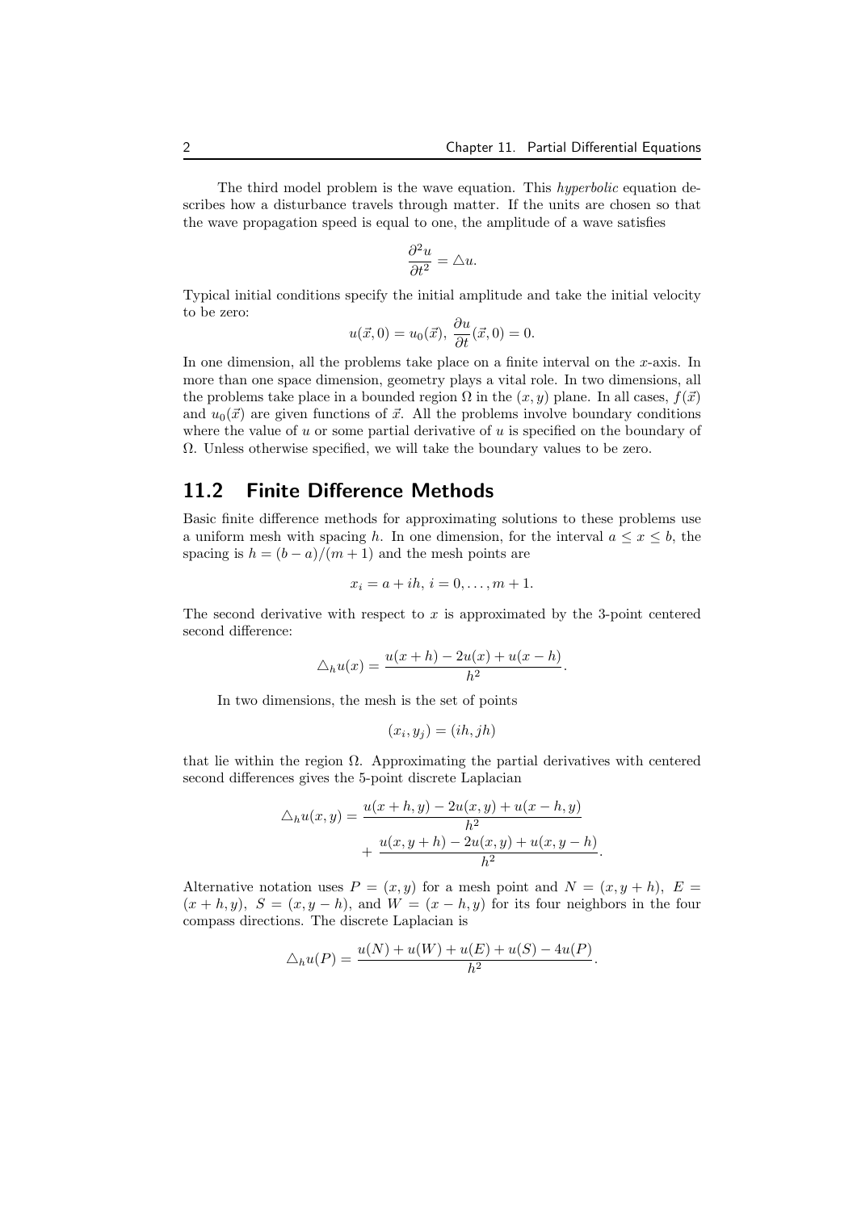The third model problem is the wave equation. This *hyperbolic* equation describes how a disturbance travels through matter. If the units are chosen so that the wave propagation speed is equal to one, the amplitude of a wave satisfies

$$\frac{\partial^2 u}{\partial t^2} = \triangle u.$$

Typical initial conditions specify the initial amplitude and take the initial velocity to be zero:

$$u(\vec{x}, 0) = u_0(\vec{x}),\ \frac{\partial u}{\partial t}(\vec{x}, 0) = 0.$$

In one dimension, all the problems take place on a finite interval on the $x$-axis. In more than one space dimension, geometry plays a vital role. In two dimensions, all the problems take place in a bounded region $\Omega$ in the $(x, y)$ plane. In all cases, $f(\vec{x})$ and $u_0(\vec{x})$ are given functions of $\vec{x}$. All the problems involve boundary conditions where the value of $u$ or some partial derivative of $u$ is specified on the boundary of $\Omega$. Unless otherwise specified, we will take the boundary values to be zero.

## 11.2 Finite Difference Methods

Basic finite difference methods for approximating solutions to these problems use a uniform mesh with spacing $h$. In one dimension, for the interval $a \le x \le b$, the spacing is $h = (b - a)/(m + 1)$ and the mesh points are

$$x_i = a + ih,\ i = 0, \ldots, m + 1.$$

The second derivative with respect to $x$ is approximated by the 3-point centered second difference:

$$\triangle_h u(x) = \frac{u(x + h) - 2u(x) + u(x - h)}{h^2}.$$

In two dimensions, the mesh is the set of points

$$(x_i, y_j) = (ih, jh)$$

that lie within the region $\Omega$. Approximating the partial derivatives with centered second differences gives the 5-point discrete Laplacian

$$\triangle_h u(x, y) = \frac{u(x + h, y) - 2u(x, y) + u(x - h, y)}{h^2} + \frac{u(x, y + h) - 2u(x, y) + u(x, y - h)}{h^2}.$$

Alternative notation uses $P = (x, y)$ for a mesh point and $N = (x, y + h),\ E = (x + h, y),\ S = (x, y - h)$, and $W = (x - h, y)$ for its four neighbors in the four compass directions. The discrete Laplacian is

$$\triangle_h u(P) = \frac{u(N) + u(W) + u(E) + u(S) - 4u(P)}{h^2}.$$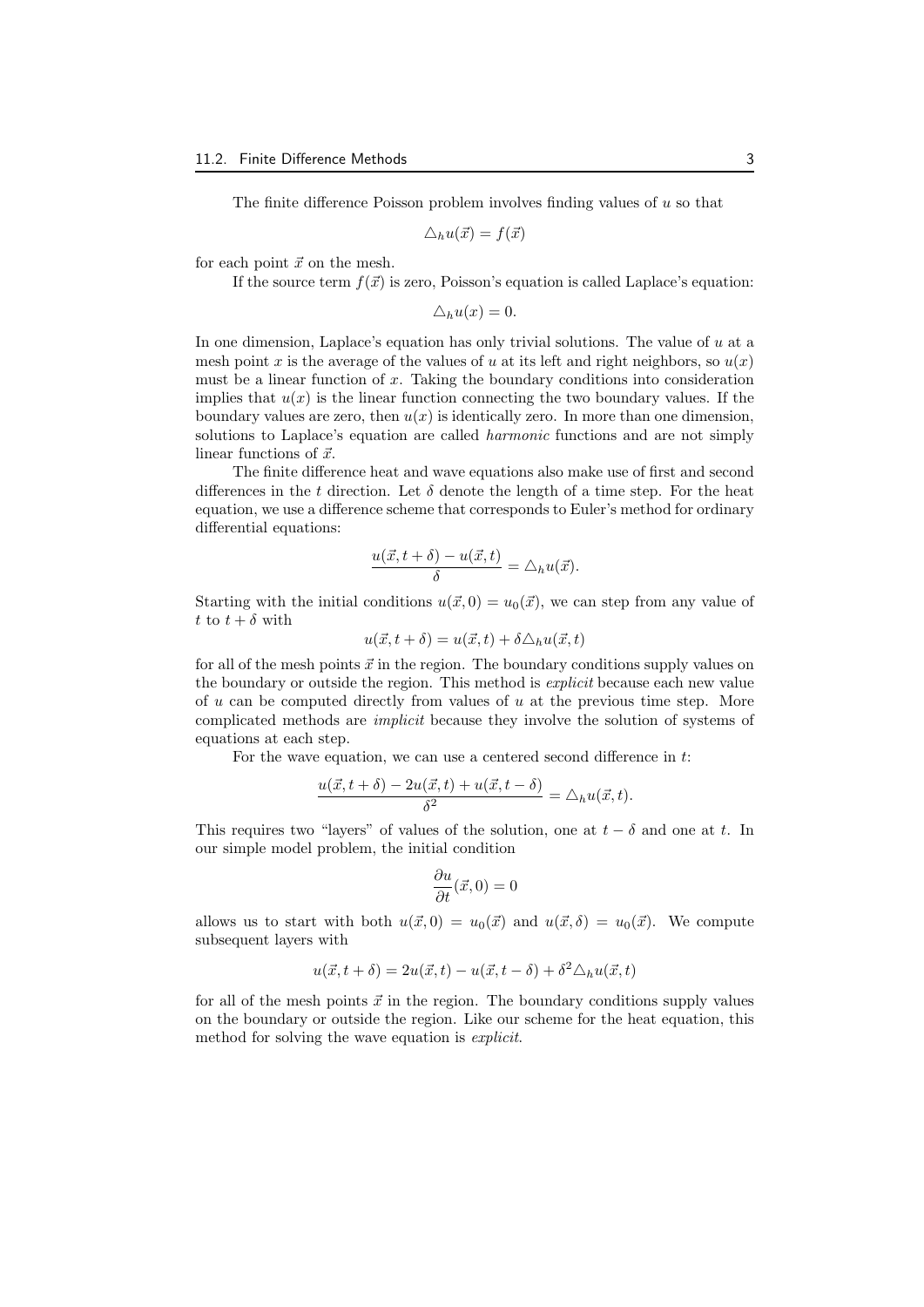The finite difference Poisson problem involves finding values of $u$ so that

$$\triangle_h u(\vec{x}) = f(\vec{x})$$

for each point $\vec{x}$ on the mesh.

If the source term $f(\vec{x})$ is zero, Poisson's equation is called Laplace's equation:

$$\triangle_h u(x) = 0.$$

In one dimension, Laplace's equation has only trivial solutions. The value of $u$ at a mesh point $x$ is the average of the values of $u$ at its left and right neighbors, so $u(x)$ must be a linear function of $x$. Taking the boundary conditions into consideration implies that $u(x)$ is the linear function connecting the two boundary values. If the boundary values are zero, then $u(x)$ is identically zero. In more than one dimension, solutions to Laplace's equation are called *harmonic* functions and are not simply linear functions of $\vec{x}$.

The finite difference heat and wave equations also make use of first and second differences in the $t$ direction. Let $\delta$ denote the length of a time step. For the heat equation, we use a difference scheme that corresponds to Euler's method for ordinary differential equations:

$$\frac{u(\vec{x}, t+\delta) - u(\vec{x}, t)}{\delta} = \triangle_h u(\vec{x}).$$

Starting with the initial conditions $u(\vec{x}, 0) = u_0(\vec{x})$, we can step from any value of $t$ to $t + \delta$ with

$$u(\vec{x}, t+\delta) = u(\vec{x}, t) + \delta \triangle_h u(\vec{x}, t)$$

for all of the mesh points $\vec{x}$ in the region. The boundary conditions supply values on the boundary or outside the region. This method is *explicit* because each new value of $u$ can be computed directly from values of $u$ at the previous time step. More complicated methods are *implicit* because they involve the solution of systems of equations at each step.

For the wave equation, we can use a centered second difference in $t$:

$$\frac{u(\vec{x}, t+\delta) - 2u(\vec{x}, t) + u(\vec{x}, t-\delta)}{\delta^2} = \triangle_h u(\vec{x}, t).$$

This requires two "layers" of values of the solution, one at $t - \delta$ and one at $t$. In our simple model problem, the initial condition

$$\frac{\partial u}{\partial t}(\vec{x}, 0) = 0$$

allows us to start with both $u(\vec{x}, 0) = u_0(\vec{x})$ and $u(\vec{x}, \delta) = u_0(\vec{x})$. We compute subsequent layers with

$$u(\vec{x}, t+\delta) = 2u(\vec{x}, t) - u(\vec{x}, t-\delta) + \delta^2 \triangle_h u(\vec{x}, t)$$

for all of the mesh points $\vec{x}$ in the region. The boundary conditions supply values on the boundary or outside the region. Like our scheme for the heat equation, this method for solving the wave equation is *explicit*.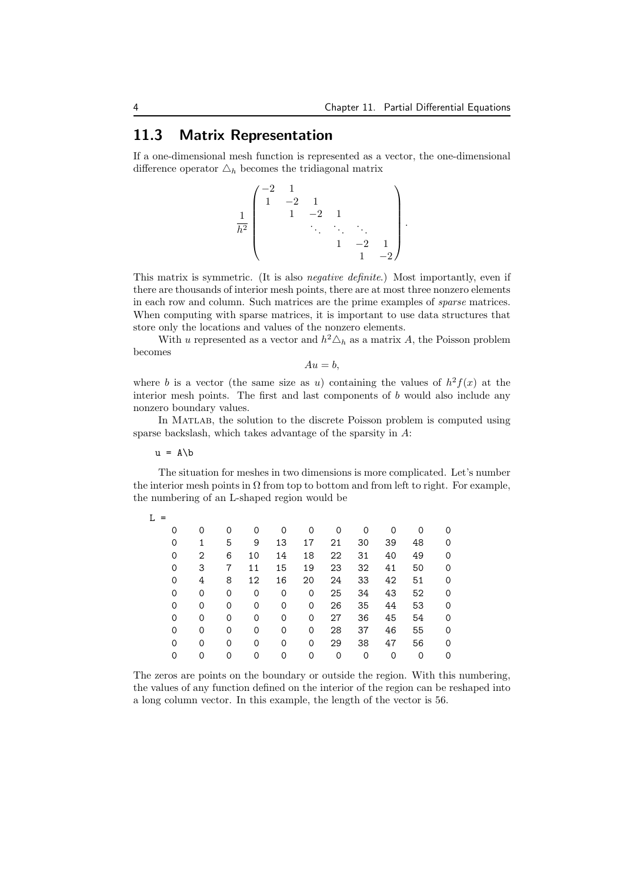## 11.3 Matrix Representation

If a one-dimensional mesh function is represented as a vector, the one-dimensional difference operator $\triangle_h$ becomes the tridiagonal matrix

$$\frac{1}{h^2}\begin{pmatrix} -2 & 1 & & & & \\ 1 & -2 & 1 & & & \\ & 1 & -2 & 1 & & \\ & & \ddots & \ddots & \ddots & \\ & & & 1 & -2 & 1 \\ & & & & 1 & -2 \end{pmatrix}.$$

This matrix is symmetric. (It is also *negative definite*.) Most importantly, even if there are thousands of interior mesh points, there are at most three nonzero elements in each row and column. Such matrices are the prime examples of *sparse* matrices. When computing with sparse matrices, it is important to use data structures that store only the locations and values of the nonzero elements.

With $u$ represented as a vector and $h^2\triangle_h$ as a matrix $A$, the Poisson problem becomes

$$Au = b,$$

where $b$ is a vector (the same size as $u$) containing the values of $h^2 f(x)$ at the interior mesh points. The first and last components of $b$ would also include any nonzero boundary values.

In MATLAB, the solution to the discrete Poisson problem is computed using sparse backslash, which takes advantage of the sparsity in $A$:

```
u = A\b
```

The situation for meshes in two dimensions is more complicated. Let's number the interior mesh points in $\Omega$ from top to bottom and from left to right. For example, the numbering of an L-shaped region would be

```
L =
     0     0     0     0     0     0     0     0     0     0     0
     0     1     5     9    13    17    21    30    39    48     0
     0     2     6    10    14    18    22    31    40    49     0
     0     3     7    11    15    19    23    32    41    50     0
     0     4     8    12    16    20    24    33    42    51     0
     0     0     0     0     0     0    25    34    43    52     0
     0     0     0     0     0     0    26    35    44    53     0
     0     0     0     0     0     0    27    36    45    54     0
     0     0     0     0     0     0    28    37    46    55     0
     0     0     0     0     0     0    29    38    47    56     0
     0     0     0     0     0     0     0     0     0     0     0
```

The zeros are points on the boundary or outside the region. With this numbering, the values of any function defined on the interior of the region can be reshaped into a long column vector. In this example, the length of the vector is 56.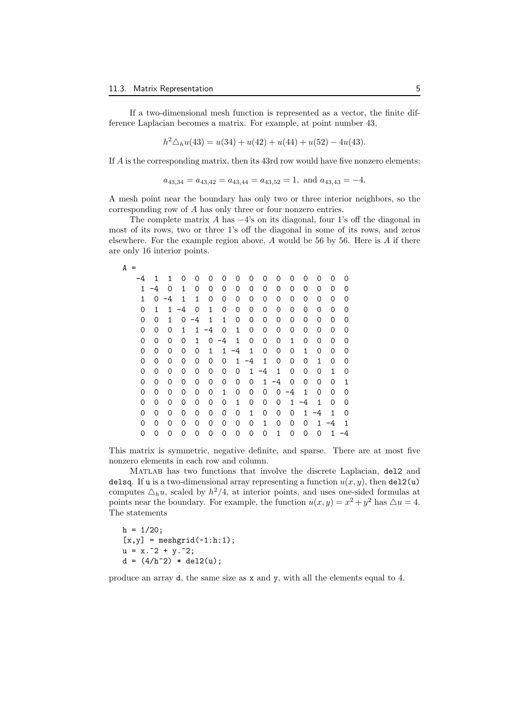If a two-dimensional mesh function is represented as a vector, the finite difference Laplacian becomes a matrix. For example, at point number 43,

$$h^2 \triangle_h u(43) = u(34) + u(42) + u(44) + u(52) - 4u(43).$$

If $A$ is the corresponding matrix, then its 43rd row would have five nonzero elements:

$$a_{43,34} = a_{43,42} = a_{43,44} = a_{43,52} = 1, \text{ and } a_{43,43} = -4.$$

A mesh point near the boundary has only two or three interior neighbors, so the corresponding row of $A$ has only three or four nonzero entries.

The complete matrix $A$ has $-4$'s on its diagonal, four 1's off the diagonal in most of its rows, two or three 1's off the diagonal in some of its rows, and zeros elsewhere. For the example region above, $A$ would be 56 by 56. Here is $A$ if there are only 16 interior points.

```
A =
   -4   1   1   0   0   0   0   0   0   0   0   0   0   0   0   0
    1  -4   0   1   0   0   0   0   0   0   0   0   0   0   0   0
    1   0  -4   1   1   0   0   0   0   0   0   0   0   0   0   0
    0   1   1  -4   0   1   0   0   0   0   0   0   0   0   0   0
    0   0   1   0  -4   1   1   0   0   0   0   0   0   0   0   0
    0   0   0   1   1  -4   0   1   0   0   0   0   0   0   0   0
    0   0   0   0   1   0  -4   1   0   0   0   1   0   0   0   0
    0   0   0   0   0   1   1  -4   1   0   0   0   1   0   0   0
    0   0   0   0   0   0   0   1  -4   1   0   0   0   1   0   0
    0   0   0   0   0   0   0   0   1  -4   1   0   0   0   1   0
    0   0   0   0   0   0   0   0   0   1  -4   0   0   0   0   1
    0   0   0   0   0   0   1   0   0   0   0  -4   1   0   0   0
    0   0   0   0   0   0   0   1   0   0   0   1  -4   1   0   0
    0   0   0   0   0   0   0   0   1   0   0   0   1  -4   1   0
    0   0   0   0   0   0   0   0   0   1   0   0   0   1  -4   1
    0   0   0   0   0   0   0   0   0   0   1   0   0   0   1  -4
```

This matrix is symmetric, negative definite, and sparse. There are at most five nonzero elements in each row and column.

MATLAB has two functions that involve the discrete Laplacian, `del2` and `delsq`. If `u` is a two-dimensional array representing a function $u(x, y)$, then `del2(u)` computes $\triangle_h u$, scaled by $h^2/4$, at interior points, and uses one-sided formulas at points near the boundary. For example, the function $u(x, y) = x^2 + y^2$ has $\triangle u = 4$. The statements

```
h = 1/20;
[x,y] = meshgrid(-1:h:1);
u = x.^2 + y.^2;
d = (4/h^2) * del2(u);
```

produce an array `d`, the same size as `x` and `y`, with all the elements equal to 4.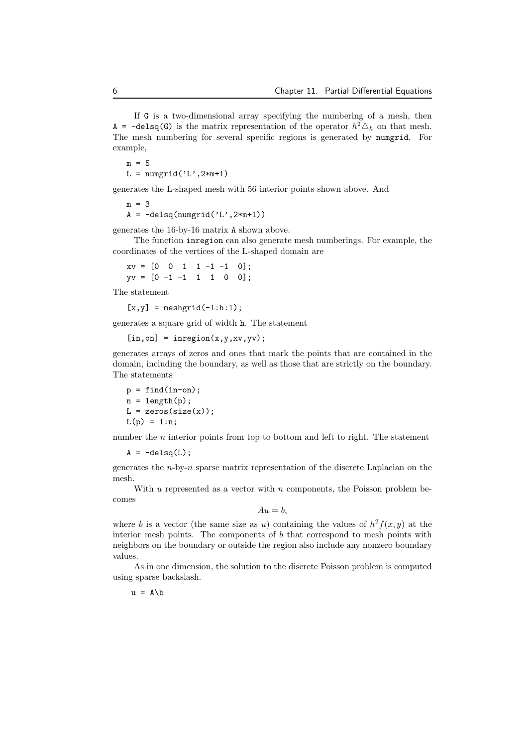If `G` is a two-dimensional array specifying the numbering of a mesh, then `A = -delsq(G)` is the matrix representation of the operator $h^2\triangle_h$ on that mesh. The mesh numbering for several specific regions is generated by `numgrid`. For example,

```
m = 5
L = numgrid('L',2*m+1)
```

generates the L-shaped mesh with 56 interior points shown above. And

```
m = 3
A = -delsq(numgrid('L',2*m+1))
```

generates the 16-by-16 matrix `A` shown above.

The function `inregion` can also generate mesh numberings. For example, the coordinates of the vertices of the L-shaped domain are

```
xv = [0  0  1  1 -1 -1  0];
yv = [0 -1 -1  1  1  0  0];
```

The statement

```
[x,y] = meshgrid(-1:h:1);
```

generates a square grid of width `h`. The statement

```
[in,on] = inregion(x,y,xv,yv);
```

generates arrays of zeros and ones that mark the points that are contained in the domain, including the boundary, as well as those that are strictly on the boundary. The statements

```
p = find(in-on);
n = length(p);
L = zeros(size(x));
L(p) = 1:n;
```

number the $n$ interior points from top to bottom and left to right. The statement

```
A = -delsq(L);
```

generates the $n$-by-$n$ sparse matrix representation of the discrete Laplacian on the mesh.

With $u$ represented as a vector with $n$ components, the Poisson problem becomes

$$Au = b,$$

where $b$ is a vector (the same size as $u$) containing the values of $h^2 f(x, y)$ at the interior mesh points. The components of $b$ that correspond to mesh points with neighbors on the boundary or outside the region also include any nonzero boundary values.

As in one dimension, the solution to the discrete Poisson problem is computed using sparse backslash.

```
u = A\b
```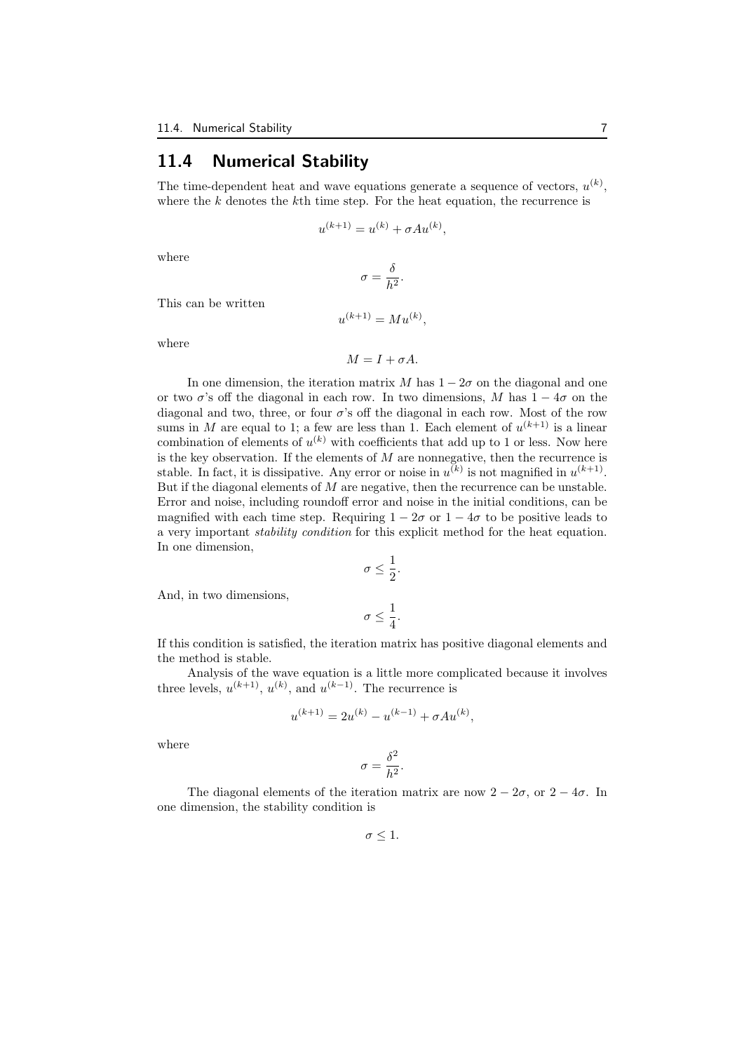## 11.4 Numerical Stability

The time-dependent heat and wave equations generate a sequence of vectors, $u^{(k)}$, where the $k$ denotes the $k$th time step. For the heat equation, the recurrence is

$$u^{(k+1)} = u^{(k)} + \sigma A u^{(k)},$$

where

$$\sigma = \frac{\delta}{h^2}.$$

This can be written

$$u^{(k+1)} = M u^{(k)},$$

where

$$M = I + \sigma A.$$

In one dimension, the iteration matrix $M$ has $1 - 2\sigma$ on the diagonal and one or two $\sigma$'s off the diagonal in each row. In two dimensions, $M$ has $1 - 4\sigma$ on the diagonal and two, three, or four $\sigma$'s off the diagonal in each row. Most of the row sums in $M$ are equal to 1; a few are less than 1. Each element of $u^{(k+1)}$ is a linear combination of elements of $u^{(k)}$ with coefficients that add up to 1 or less. Now here is the key observation. If the elements of $M$ are nonnegative, then the recurrence is stable. In fact, it is dissipative. Any error or noise in $u^{(k)}$ is not magnified in $u^{(k+1)}$. But if the diagonal elements of $M$ are negative, then the recurrence can be unstable. Error and noise, including roundoff error and noise in the initial conditions, can be magnified with each time step. Requiring $1 - 2\sigma$ or $1 - 4\sigma$ to be positive leads to a very important *stability condition* for this explicit method for the heat equation. In one dimension,

$$\sigma \le \frac{1}{2}.$$

And, in two dimensions,

$$\sigma \le \frac{1}{4}.$$

If this condition is satisfied, the iteration matrix has positive diagonal elements and the method is stable.

Analysis of the wave equation is a little more complicated because it involves three levels, $u^{(k+1)}$, $u^{(k)}$, and $u^{(k-1)}$. The recurrence is

$$u^{(k+1)} = 2u^{(k)} - u^{(k-1)} + \sigma A u^{(k)},$$

where

$$\sigma = \frac{\delta^2}{h^2}.$$

The diagonal elements of the iteration matrix are now $2 - 2\sigma$, or $2 - 4\sigma$. In one dimension, the stability condition is

$$\sigma \le 1.$$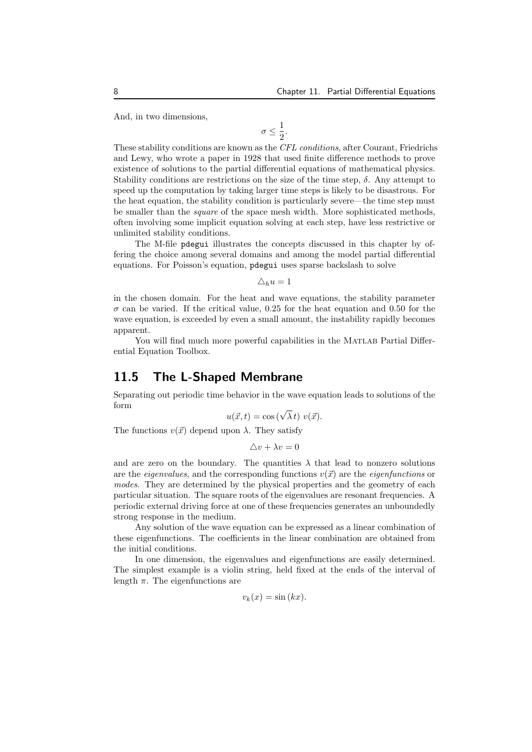And, in two dimensions,

$$\sigma \leq \frac{1}{2}.$$

These stability conditions are known as the *CFL conditions*, after Courant, Friedrichs and Lewy, who wrote a paper in 1928 that used finite difference methods to prove existence of solutions to the partial differential equations of mathematical physics. Stability conditions are restrictions on the size of the time step, $\delta$. Any attempt to speed up the computation by taking larger time steps is likely to be disastrous. For the heat equation, the stability condition is particularly severe—the time step must be smaller than the *square* of the space mesh width. More sophisticated methods, often involving some implicit equation solving at each step, have less restrictive or unlimited stability conditions.

The M-file `pdegui` illustrates the concepts discussed in this chapter by offering the choice among several domains and among the model partial differential equations. For Poisson's equation, `pdegui` uses sparse backslash to solve

$$\triangle_h u = 1$$

in the chosen domain. For the heat and wave equations, the stability parameter $\sigma$ can be varied. If the critical value, 0.25 for the heat equation and 0.50 for the wave equation, is exceeded by even a small amount, the instability rapidly becomes apparent.

You will find much more powerful capabilities in the MATLAB Partial Differential Equation Toolbox.

## 11.5 The L-Shaped Membrane

Separating out periodic time behavior in the wave equation leads to solutions of the form

$$u(\vec{x}, t) = \cos(\sqrt{\lambda}\, t)\ v(\vec{x}).$$

The functions $v(\vec{x})$ depend upon $\lambda$. They satisfy

$$\triangle v + \lambda v = 0$$

and are zero on the boundary. The quantities $\lambda$ that lead to nonzero solutions are the *eigenvalues*, and the corresponding functions $v(\vec{x})$ are the *eigenfunctions* or *modes*. They are determined by the physical properties and the geometry of each particular situation. The square roots of the eigenvalues are resonant frequencies. A periodic external driving force at one of these frequencies generates an unboundedly strong response in the medium.

Any solution of the wave equation can be expressed as a linear combination of these eigenfunctions. The coefficients in the linear combination are obtained from the initial conditions.

In one dimension, the eigenvalues and eigenfunctions are easily determined. The simplest example is a violin string, held fixed at the ends of the interval of length $\pi$. The eigenfunctions are

$$v_k(x) = \sin(kx).$$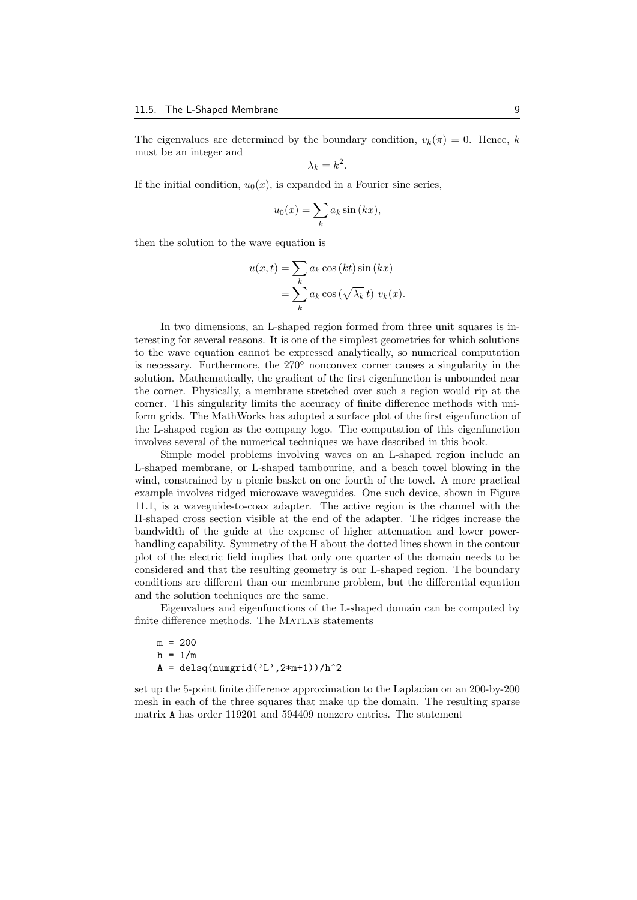The eigenvalues are determined by the boundary condition, $v_k(\pi) = 0$. Hence, $k$ must be an integer and

$$\lambda_k = k^2.$$

If the initial condition, $u_0(x)$, is expanded in a Fourier sine series,

$$u_0(x) = \sum_k a_k \sin(kx),$$

then the solution to the wave equation is

$$\begin{aligned} u(x,t) &= \sum_k a_k \cos(kt) \sin(kx) \\ &= \sum_k a_k \cos(\sqrt{\lambda_k}\, t)\ v_k(x). \end{aligned}$$

In two dimensions, an L-shaped region formed from three unit squares is interesting for several reasons. It is one of the simplest geometries for which solutions to the wave equation cannot be expressed analytically, so numerical computation is necessary. Furthermore, the 270° nonconvex corner causes a singularity in the solution. Mathematically, the gradient of the first eigenfunction is unbounded near the corner. Physically, a membrane stretched over such a region would rip at the corner. This singularity limits the accuracy of finite difference methods with uniform grids. The MathWorks has adopted a surface plot of the first eigenfunction of the L-shaped region as the company logo. The computation of this eigenfunction involves several of the numerical techniques we have described in this book.

Simple model problems involving waves on an L-shaped region include an L-shaped membrane, or L-shaped tambourine, and a beach towel blowing in the wind, constrained by a picnic basket on one fourth of the towel. A more practical example involves ridged microwave waveguides. One such device, shown in Figure 11.1, is a waveguide-to-coax adapter. The active region is the channel with the H-shaped cross section visible at the end of the adapter. The ridges increase the bandwidth of the guide at the expense of higher attenuation and lower power-handling capability. Symmetry of the H about the dotted lines shown in the contour plot of the electric field implies that only one quarter of the domain needs to be considered and that the resulting geometry is our L-shaped region. The boundary conditions are different than our membrane problem, but the differential equation and the solution techniques are the same.

Eigenvalues and eigenfunctions of the L-shaped domain can be computed by finite difference methods. The MATLAB statements

```
m = 200
h = 1/m
A = delsq(numgrid('L',2*m+1))/h^2
```

set up the 5-point finite difference approximation to the Laplacian on an 200-by-200 mesh in each of the three squares that make up the domain. The resulting sparse matrix `A` has order 119201 and 594409 nonzero entries. The statement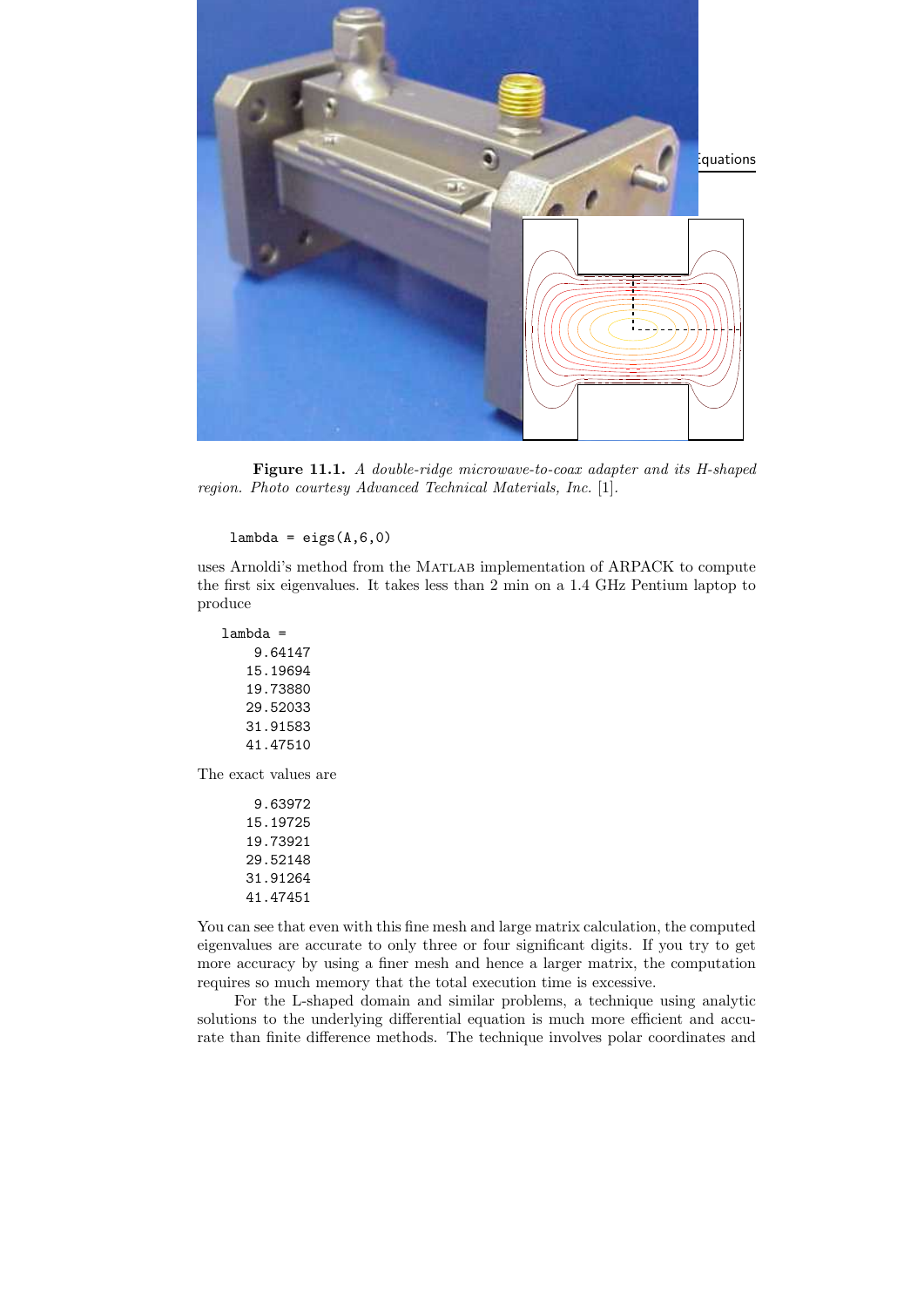**Figure 11.1.** *A double-ridge microwave-to-coax adapter and its H-shaped region. Photo courtesy Advanced Technical Materials, Inc.* [1].

```
lambda = eigs(A,6,0)
```

uses Arnoldi's method from the MATLAB implementation of ARPACK to compute the first six eigenvalues. It takes less than 2 min on a 1.4 GHz Pentium laptop to produce

```
lambda =
    9.64147
   15.19694
   19.73880
   29.52033
   31.91583
   41.47510
```

The exact values are

```
    9.63972
   15.19725
   19.73921
   29.52148
   31.91264
   41.47451
```

You can see that even with this fine mesh and large matrix calculation, the computed eigenvalues are accurate to only three or four significant digits. If you try to get more accuracy by using a finer mesh and hence a larger matrix, the computation requires so much memory that the total execution time is excessive.

For the L-shaped domain and similar problems, a technique using analytic solutions to the underlying differential equation is much more efficient and accurate than finite difference methods. The technique involves polar coordinates and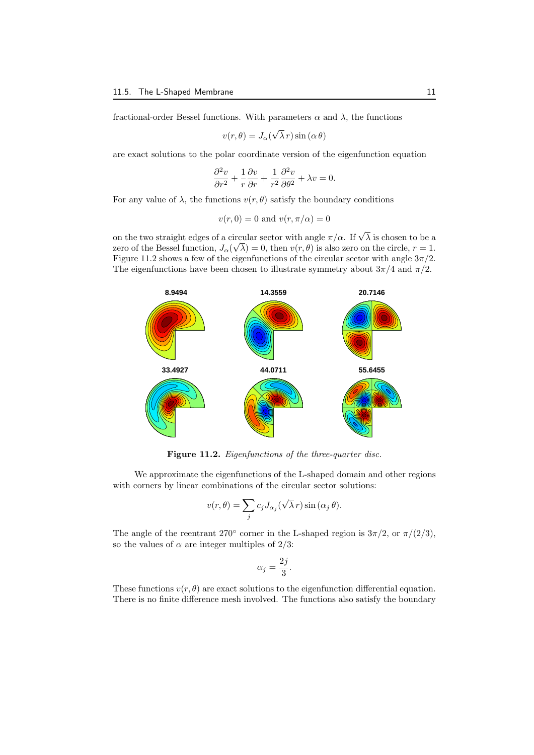fractional-order Bessel functions. With parameters $\alpha$ and $\lambda$, the functions

$$v(r, \theta) = J_\alpha(\sqrt{\lambda}\, r) \sin(\alpha\, \theta)$$

are exact solutions to the polar coordinate version of the eigenfunction equation

$$\frac{\partial^2 v}{\partial r^2} + \frac{1}{r}\frac{\partial v}{\partial r} + \frac{1}{r^2}\frac{\partial^2 v}{\partial \theta^2} + \lambda v = 0.$$

For any value of $\lambda$, the functions $v(r, \theta)$ satisfy the boundary conditions

$$v(r, 0) = 0 \text{ and } v(r, \pi/\alpha) = 0$$

on the two straight edges of a circular sector with angle $\pi/\alpha$. If $\sqrt{\lambda}$ is chosen to be a zero of the Bessel function, $J_\alpha(\sqrt{\lambda}) = 0$, then $v(r, \theta)$ is also zero on the circle, $r = 1$. Figure 11.2 shows a few of the eigenfunctions of the circular sector with angle $3\pi/2$. The eigenfunctions have been chosen to illustrate symmetry about $3\pi/4$ and $\pi/2$.

**Figure 11.2.** *Eigenfunctions of the three-quarter disc.*

We approximate the eigenfunctions of the L-shaped domain and other regions with corners by linear combinations of the circular sector solutions:

$$v(r, \theta) = \sum_j c_j J_{\alpha_j}(\sqrt{\lambda}\, r) \sin(\alpha_j\, \theta).$$

The angle of the reentrant 270° corner in the L-shaped region is $3\pi/2$, or $\pi/(2/3)$, so the values of $\alpha$ are integer multiples of $2/3$:

$$\alpha_j = \frac{2j}{3}.$$

These functions $v(r, \theta)$ are exact solutions to the eigenfunction differential equation. There is no finite difference mesh involved. The functions also satisfy the boundary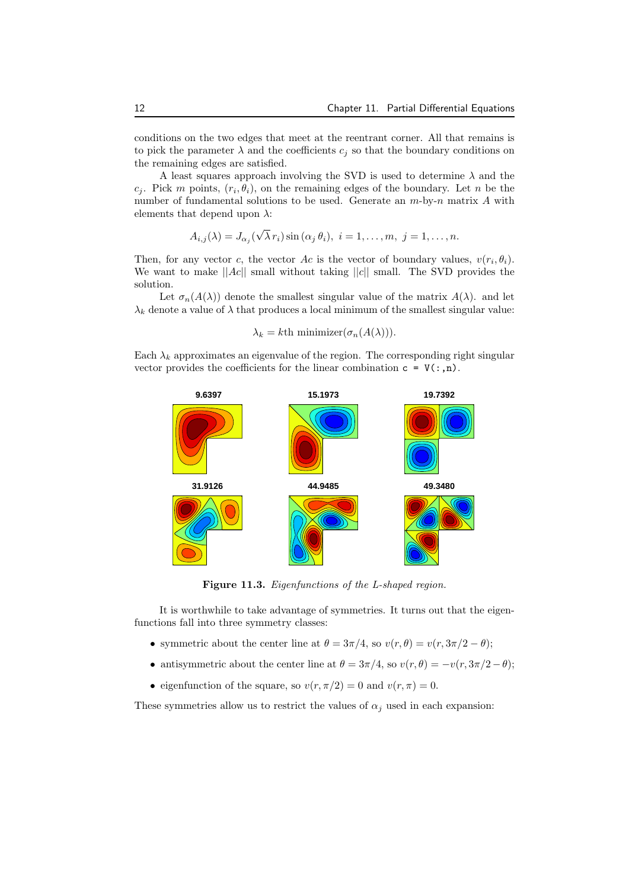conditions on the two edges that meet at the reentrant corner. All that remains is to pick the parameter $\lambda$ and the coefficients $c_j$ so that the boundary conditions on the remaining edges are satisfied.

A least squares approach involving the SVD is used to determine $\lambda$ and the $c_j$. Pick $m$ points, $(r_i, \theta_i)$, on the remaining edges of the boundary. Let $n$ be the number of fundamental solutions to be used. Generate an $m$-by-$n$ matrix $A$ with elements that depend upon $\lambda$:

$$A_{i,j}(\lambda) = J_{\alpha_j}(\sqrt{\lambda}\, r_i) \sin(\alpha_j \theta_i), \; i = 1, \ldots, m, \; j = 1, \ldots, n.$$

Then, for any vector $c$, the vector $Ac$ is the vector of boundary values, $v(r_i, \theta_i)$. We want to make $||Ac||$ small without taking $||c||$ small. The SVD provides the solution.

Let $\sigma_n(A(\lambda))$ denote the smallest singular value of the matrix $A(\lambda)$. and let $\lambda_k$ denote a value of $\lambda$ that produces a local minimum of the smallest singular value:

$$\lambda_k = k\text{th minimizer}(\sigma_n(A(\lambda))).$$

Each $\lambda_k$ approximates an eigenvalue of the region. The corresponding right singular vector provides the coefficients for the linear combination `c = V(:,n)`.

**Figure 11.3.** *Eigenfunctions of the L-shaped region.*

It is worthwhile to take advantage of symmetries. It turns out that the eigenfunctions fall into three symmetry classes:

- symmetric about the center line at $\theta = 3\pi/4$, so $v(r, \theta) = v(r, 3\pi/2 - \theta)$;
- antisymmetric about the center line at $\theta = 3\pi/4$, so $v(r, \theta) = -v(r, 3\pi/2 - \theta)$;
- eigenfunction of the square, so $v(r, \pi/2) = 0$ and $v(r, \pi) = 0$.

These symmetries allow us to restrict the values of $\alpha_j$ used in each expansion: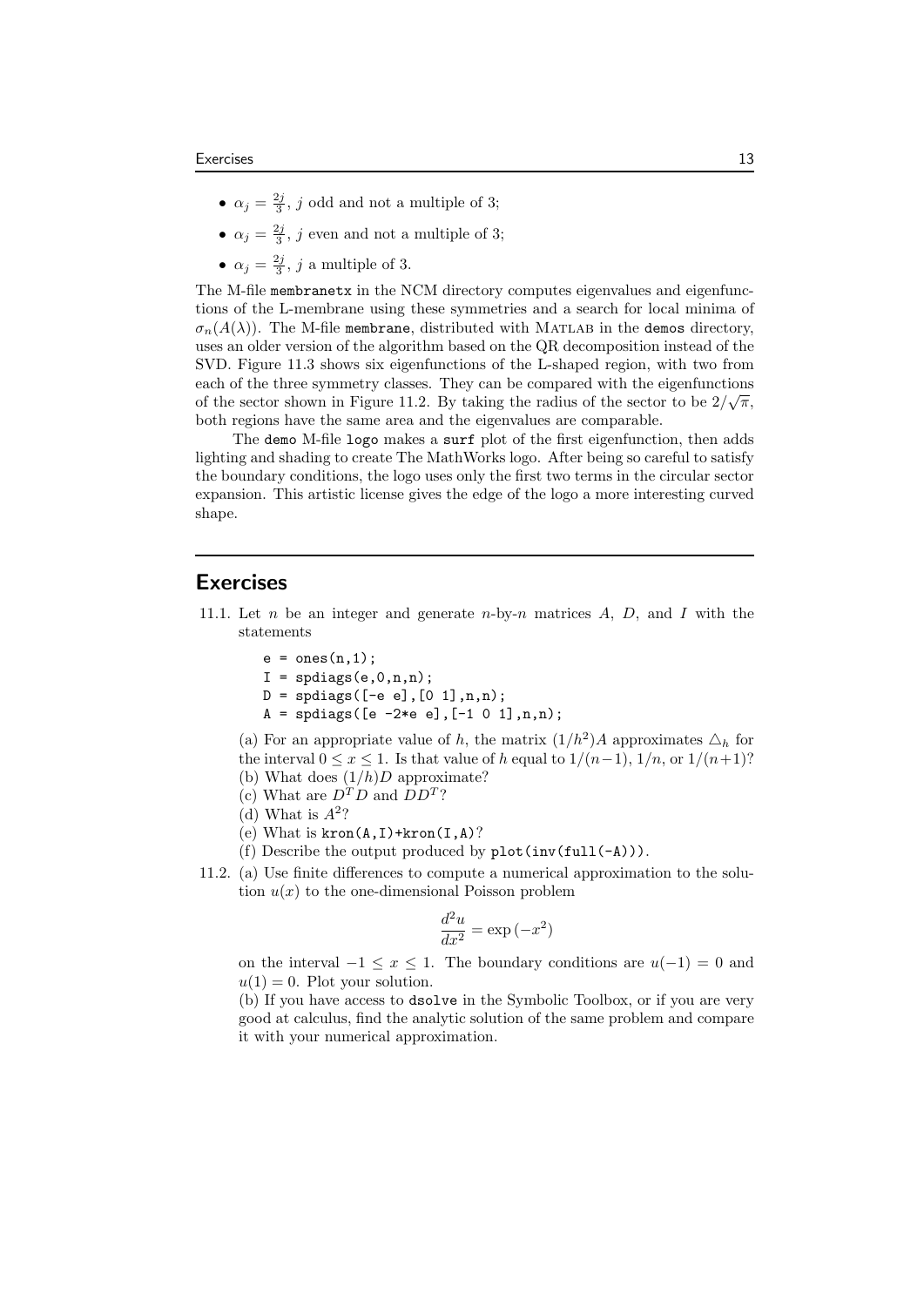- $\alpha_j = \frac{2j}{3}$, $j$ odd and not a multiple of 3;
- $\alpha_j = \frac{2j}{3}$, $j$ even and not a multiple of 3;
- $\alpha_j = \frac{2j}{3}$, $j$ a multiple of 3.

The M-file `membranetx` in the NCM directory computes eigenvalues and eigenfunctions of the L-membrane using these symmetries and a search for local minima of $\sigma_n(A(\lambda))$. The M-file `membrane`, distributed with MATLAB in the `demos` directory, uses an older version of the algorithm based on the QR decomposition instead of the SVD. Figure 11.3 shows six eigenfunctions of the L-shaped region, with two from each of the three symmetry classes. They can be compared with the eigenfunctions of the sector shown in Figure 11.2. By taking the radius of the sector to be $2/\sqrt{\pi}$, both regions have the same area and the eigenvalues are comparable.

The `demo` M-file `logo` makes a `surf` plot of the first eigenfunction, then adds lighting and shading to create The MathWorks logo. After being so careful to satisfy the boundary conditions, the logo uses only the first two terms in the circular sector expansion. This artistic license gives the edge of the logo a more interesting curved shape.

## Exercises

11.1. Let $n$ be an integer and generate $n$-by-$n$ matrices $A$, $D$, and $I$ with the statements

```
e = ones(n,1);
I = spdiags(e,0,n,n);
D = spdiags([-e e],[0 1],n,n);
A = spdiags([e -2*e e],[-1 0 1],n,n);
```

(a) For an appropriate value of $h$, the matrix $(1/h^2)A$ approximates $\triangle_h$ for the interval $0 \le x \le 1$. Is that value of $h$ equal to $1/(n-1)$, $1/n$, or $1/(n+1)$?
(b) What does $(1/h)D$ approximate?
(c) What are $D^T D$ and $DD^T$?
(d) What is $A^2$?
(e) What is `kron(A,I)+kron(I,A)`?
(f) Describe the output produced by `plot(inv(full(-A)))`.

11.2. (a) Use finite differences to compute a numerical approximation to the solution $u(x)$ to the one-dimensional Poisson problem

$$\frac{d^2u}{dx^2} = \exp(-x^2)$$

on the interval $-1 \le x \le 1$. The boundary conditions are $u(-1) = 0$ and $u(1) = 0$. Plot your solution.
(b) If you have access to `dsolve` in the Symbolic Toolbox, or if you are very good at calculus, find the analytic solution of the same problem and compare it with your numerical approximation.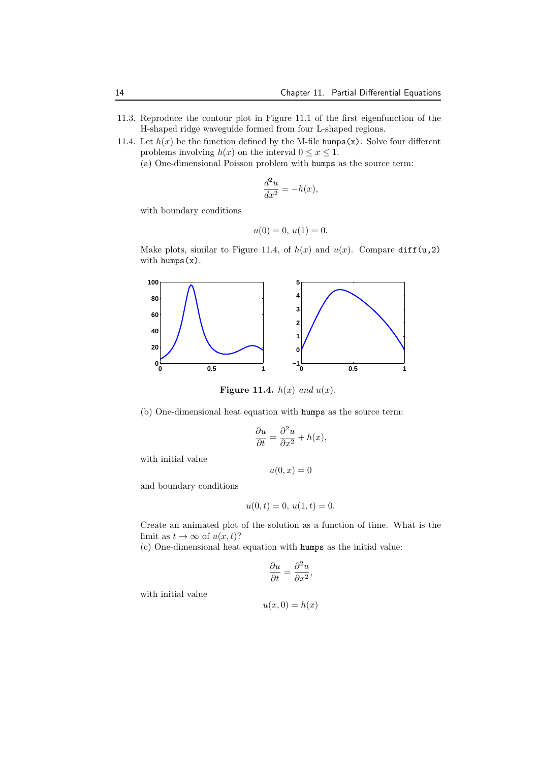11.3. Reproduce the contour plot in Figure 11.1 of the first eigenfunction of the H-shaped ridge waveguide formed from four L-shaped regions.

11.4. Let $h(x)$ be the function defined by the M-file `humps(x)`. Solve four different problems involving $h(x)$ on the interval $0 \le x \le 1$.

(a) One-dimensional Poisson problem with `humps` as the source term:

$$\frac{d^2u}{dx^2} = -h(x),$$

with boundary conditions

$$u(0) = 0,\ u(1) = 0.$$

Make plots, similar to Figure 11.4, of $h(x)$ and $u(x)$. Compare `diff(u,2)` with `humps(x)`.

**Figure 11.4.** *$h(x)$ and $u(x)$.*

(b) One-dimensional heat equation with `humps` as the source term:

$$\frac{\partial u}{\partial t} = \frac{\partial^2 u}{\partial x^2} + h(x),$$

with initial value

$$u(0, x) = 0$$

and boundary conditions

$$u(0, t) = 0,\ u(1, t) = 0.$$

Create an animated plot of the solution as a function of time. What is the limit as $t \to \infty$ of $u(x, t)$?

(c) One-dimensional heat equation with `humps` as the initial value:

$$\frac{\partial u}{\partial t} = \frac{\partial^2 u}{\partial x^2},$$

with initial value

$$u(x, 0) = h(x)$$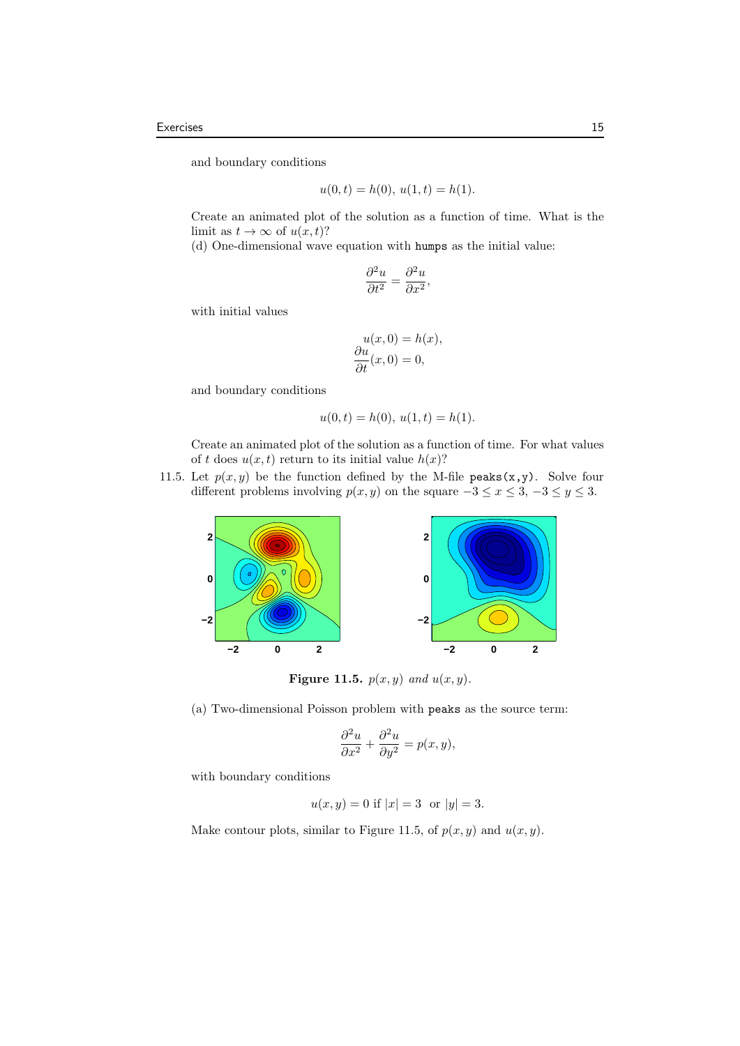and boundary conditions

$$u(0,t) = h(0),\ u(1,t) = h(1).$$

Create an animated plot of the solution as a function of time. What is the limit as $t \to \infty$ of $u(x,t)$?

(d) One-dimensional wave equation with `humps` as the initial value:

$$\frac{\partial^2 u}{\partial t^2} = \frac{\partial^2 u}{\partial x^2},$$

with initial values

$$u(x,0) = h(x),$$
$$\frac{\partial u}{\partial t}(x,0) = 0,$$

and boundary conditions

$$u(0,t) = h(0),\ u(1,t) = h(1).$$

Create an animated plot of the solution as a function of time. For what values of $t$ does $u(x,t)$ return to its initial value $h(x)$?

11.5. Let $p(x,y)$ be the function defined by the M-file `peaks(x,y)`. Solve four different problems involving $p(x,y)$ on the square $-3 \le x \le 3$, $-3 \le y \le 3$.

**Figure 11.5.** *$p(x,y)$ and $u(x,y)$.*

(a) Two-dimensional Poisson problem with `peaks` as the source term:

$$\frac{\partial^2 u}{\partial x^2} + \frac{\partial^2 u}{\partial y^2} = p(x,y),$$

with boundary conditions

$$u(x,y) = 0 \text{ if } |x| = 3 \text{ or } |y| = 3.$$

Make contour plots, similar to Figure 11.5, of $p(x,y)$ and $u(x,y)$.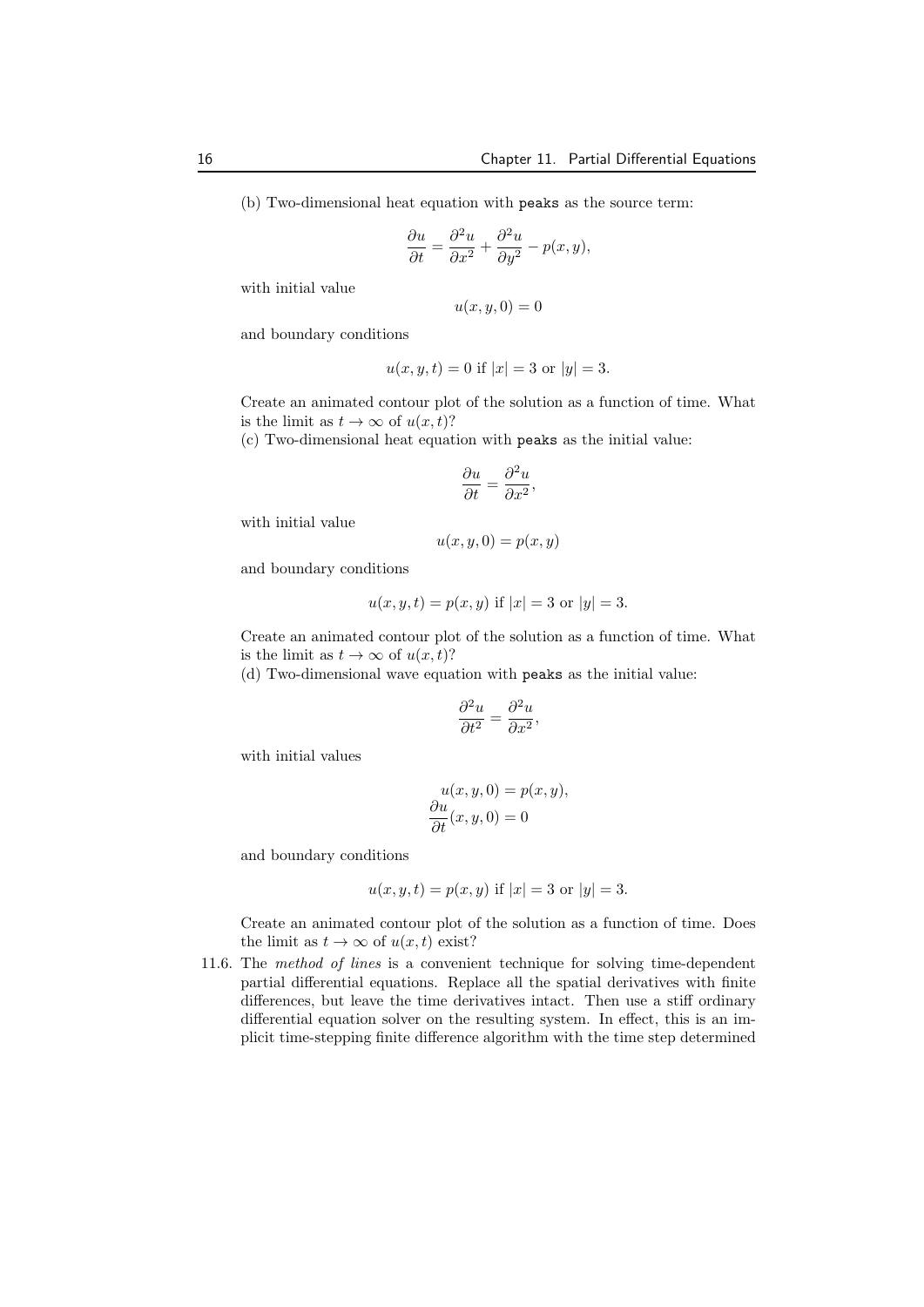(b) Two-dimensional heat equation with `peaks` as the source term:

$$\frac{\partial u}{\partial t} = \frac{\partial^2 u}{\partial x^2} + \frac{\partial^2 u}{\partial y^2} - p(x, y),$$

with initial value

$$u(x, y, 0) = 0$$

and boundary conditions

$$u(x, y, t) = 0 \text{ if } |x| = 3 \text{ or } |y| = 3.$$

Create an animated contour plot of the solution as a function of time. What is the limit as $t \to \infty$ of $u(x, t)$?

(c) Two-dimensional heat equation with `peaks` as the initial value:

$$\frac{\partial u}{\partial t} = \frac{\partial^2 u}{\partial x^2},$$

with initial value

$$u(x, y, 0) = p(x, y)$$

and boundary conditions

$$u(x, y, t) = p(x, y) \text{ if } |x| = 3 \text{ or } |y| = 3.$$

Create an animated contour plot of the solution as a function of time. What is the limit as $t \to \infty$ of $u(x, t)$?

(d) Two-dimensional wave equation with `peaks` as the initial value:

$$\frac{\partial^2 u}{\partial t^2} = \frac{\partial^2 u}{\partial x^2},$$

with initial values

$$u(x, y, 0) = p(x, y),$$
$$\frac{\partial u}{\partial t}(x, y, 0) = 0$$

and boundary conditions

$$u(x, y, t) = p(x, y) \text{ if } |x| = 3 \text{ or } |y| = 3.$$

Create an animated contour plot of the solution as a function of time. Does the limit as $t \to \infty$ of $u(x, t)$ exist?

11.6. The *method of lines* is a convenient technique for solving time-dependent partial differential equations. Replace all the spatial derivatives with finite differences, but leave the time derivatives intact. Then use a stiff ordinary differential equation solver on the resulting system. In effect, this is an implicit time-stepping finite difference algorithm with the time step determined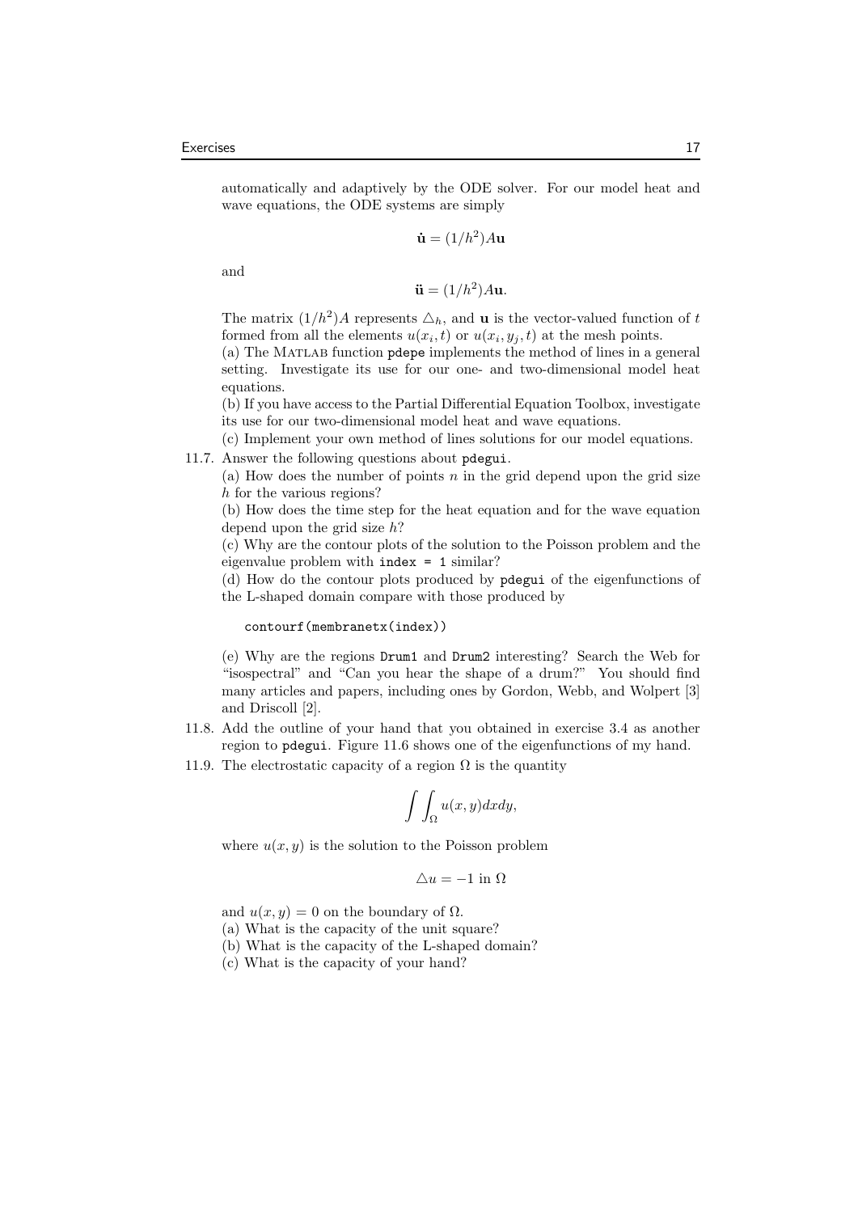automatically and adaptively by the ODE solver. For our model heat and wave equations, the ODE systems are simply

$$\dot{\mathbf{u}} = (1/h^2)A\mathbf{u}$$

and

$$\ddot{\mathbf{u}} = (1/h^2)A\mathbf{u}.$$

The matrix $(1/h^2)A$ represents $\triangle_h$, and $\mathbf{u}$ is the vector-valued function of $t$ formed from all the elements $u(x_i, t)$ or $u(x_i, y_j, t)$ at the mesh points.

(a) The MATLAB function `pdepe` implements the method of lines in a general setting. Investigate its use for our one- and two-dimensional model heat equations.

(b) If you have access to the Partial Differential Equation Toolbox, investigate its use for our two-dimensional model heat and wave equations.

(c) Implement your own method of lines solutions for our model equations.

11.7. Answer the following questions about `pdegui`.

(a) How does the number of points $n$ in the grid depend upon the grid size $h$ for the various regions?

(b) How does the time step for the heat equation and for the wave equation depend upon the grid size $h$?

(c) Why are the contour plots of the solution to the Poisson problem and the eigenvalue problem with `index = 1` similar?

(d) How do the contour plots produced by `pdegui` of the eigenfunctions of the L-shaped domain compare with those produced by

```
contourf(membranetx(index))
```

(e) Why are the regions `Drum1` and `Drum2` interesting? Search the Web for "isospectral" and "Can you hear the shape of a drum?" You should find many articles and papers, including ones by Gordon, Webb, and Wolpert [3] and Driscoll [2].

11.8. Add the outline of your hand that you obtained in exercise 3.4 as another region to `pdegui`. Figure 11.6 shows one of the eigenfunctions of my hand.

11.9. The electrostatic capacity of a region $\Omega$ is the quantity

$$\int\int_{\Omega} u(x, y)dxdy,$$

where $u(x, y)$ is the solution to the Poisson problem

$$\triangle u = -1 \text{ in } \Omega$$

and $u(x, y) = 0$ on the boundary of $\Omega$.

(a) What is the capacity of the unit square?

(b) What is the capacity of the L-shaped domain?

(c) What is the capacity of your hand?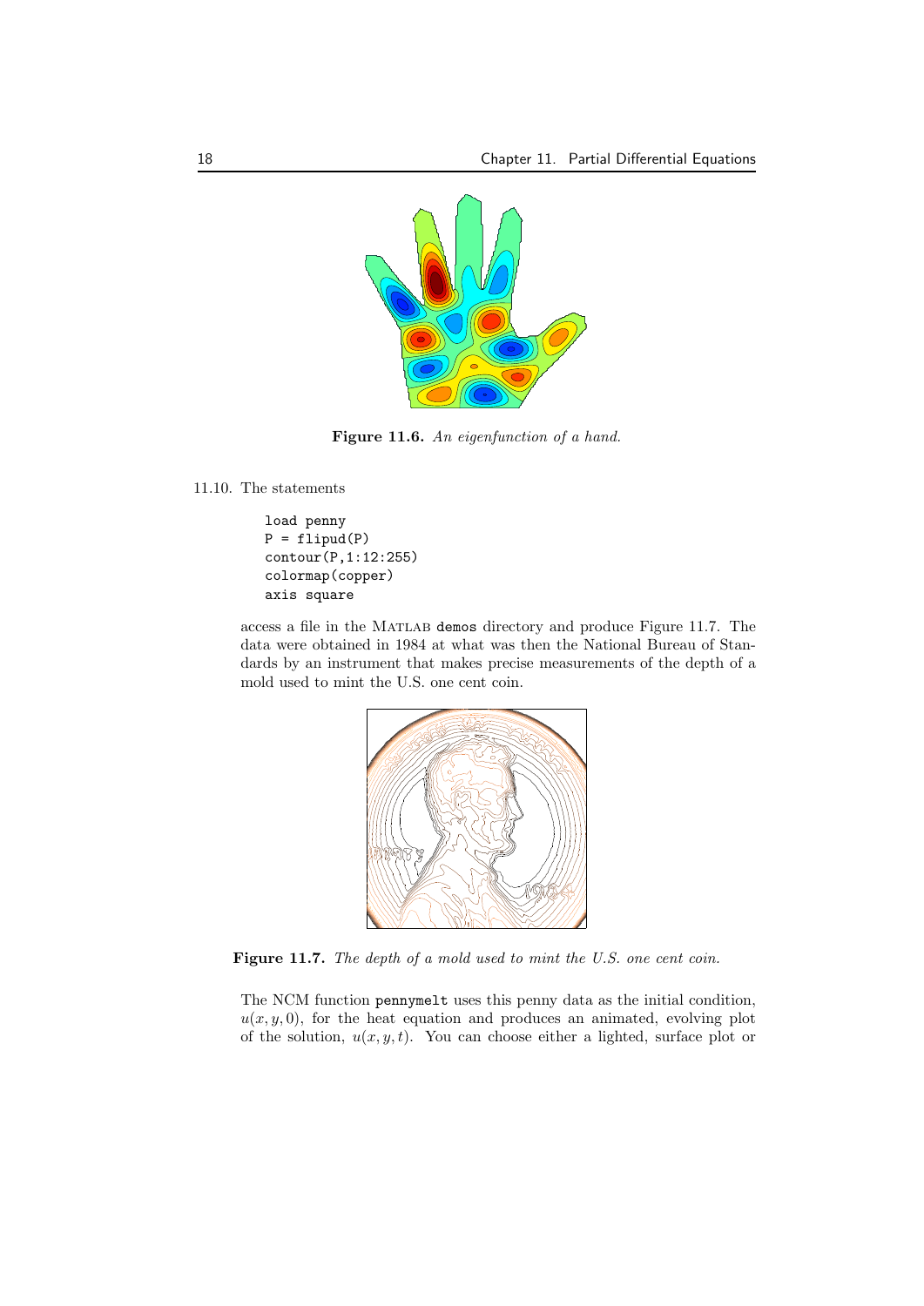**Figure 11.6.** *An eigenfunction of a hand.*

11.10. The statements

```
load penny
P = flipud(P)
contour(P,1:12:255)
colormap(copper)
axis square
```

access a file in the MATLAB `demos` directory and produce Figure 11.7. The data were obtained in 1984 at what was then the National Bureau of Standards by an instrument that makes precise measurements of the depth of a mold used to mint the U.S. one cent coin.

**Figure 11.7.** *The depth of a mold used to mint the U.S. one cent coin.*

The NCM function `pennymelt` uses this penny data as the initial condition, $u(x, y, 0)$, for the heat equation and produces an animated, evolving plot of the solution, $u(x, y, t)$. You can choose either a lighted, surface plot or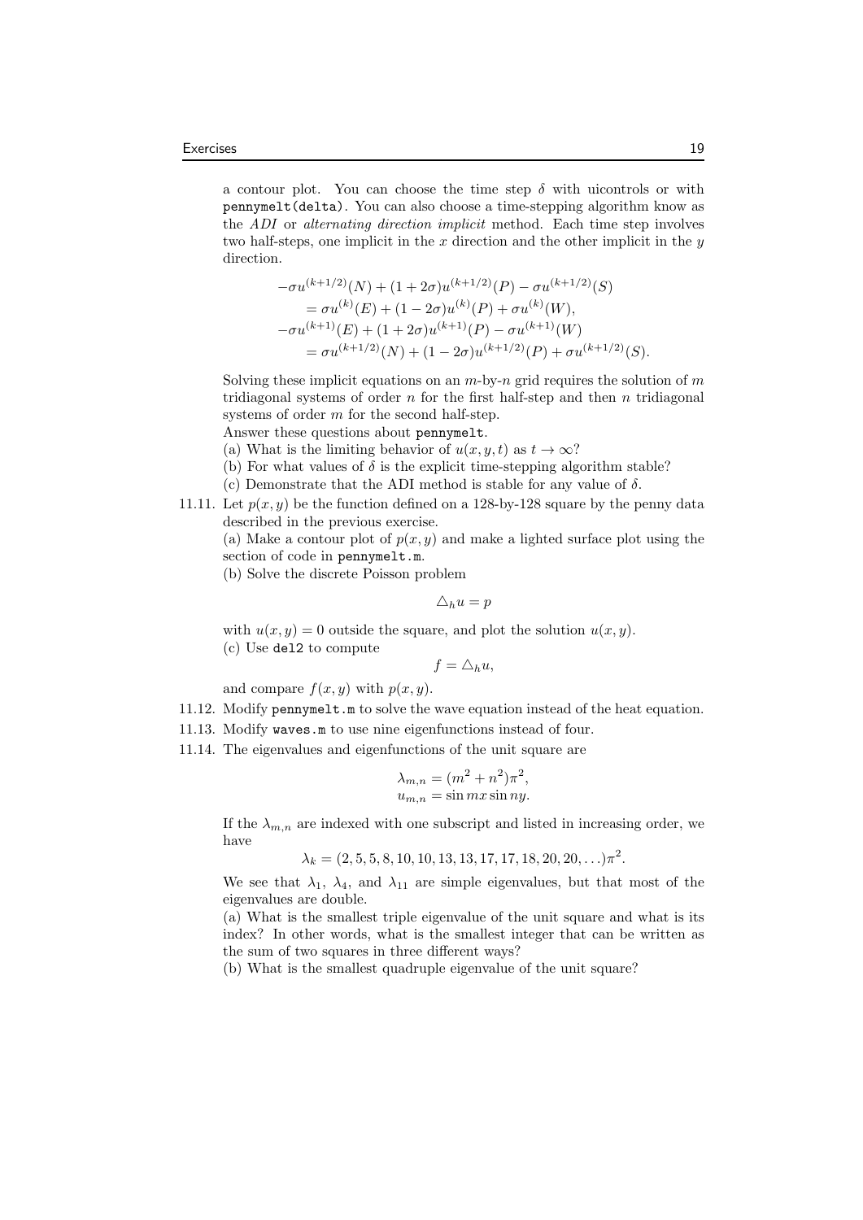a contour plot. You can choose the time step $\delta$ with uicontrols or with `pennymelt(delta)`. You can also choose a time-stepping algorithm know as the *ADI* or *alternating direction implicit* method. Each time step involves two half-steps, one implicit in the $x$ direction and the other implicit in the $y$ direction.

$$
\begin{aligned}
&-\sigma u^{(k+1/2)}(N) + (1+2\sigma)u^{(k+1/2)}(P) - \sigma u^{(k+1/2)}(S) \\
&\quad = \sigma u^{(k)}(E) + (1-2\sigma)u^{(k)}(P) + \sigma u^{(k)}(W), \\
&-\sigma u^{(k+1)}(E) + (1+2\sigma)u^{(k+1)}(P) - \sigma u^{(k+1)}(W) \\
&\quad = \sigma u^{(k+1/2)}(N) + (1-2\sigma)u^{(k+1/2)}(P) + \sigma u^{(k+1/2)}(S).
\end{aligned}
$$

Solving these implicit equations on an $m$-by-$n$ grid requires the solution of $m$ tridiagonal systems of order $n$ for the first half-step and then $n$ tridiagonal systems of order $m$ for the second half-step.

Answer these questions about `pennymelt`.

(a) What is the limiting behavior of $u(x, y, t)$ as $t \to \infty$?

(b) For what values of $\delta$ is the explicit time-stepping algorithm stable?

(c) Demonstrate that the ADI method is stable for any value of $\delta$.

11.11. Let $p(x, y)$ be the function defined on a 128-by-128 square by the penny data described in the previous exercise.

(a) Make a contour plot of $p(x, y)$ and make a lighted surface plot using the section of code in `pennymelt.m`.

(b) Solve the discrete Poisson problem

$$\triangle_h u = p$$

with $u(x, y) = 0$ outside the square, and plot the solution $u(x, y)$.

(c) Use `del2` to compute

$$f = \triangle_h u,$$

and compare $f(x, y)$ with $p(x, y)$.

11.12. Modify `pennymelt.m` to solve the wave equation instead of the heat equation.

11.13. Modify `waves.m` to use nine eigenfunctions instead of four.

11.14. The eigenvalues and eigenfunctions of the unit square are

$$
\begin{aligned}
\lambda_{m,n} &= (m^2 + n^2)\pi^2, \\
u_{m,n} &= \sin mx \sin ny.
\end{aligned}
$$

If the $\lambda_{m,n}$ are indexed with one subscript and listed in increasing order, we have

$$\lambda_k = (2, 5, 5, 8, 10, 10, 13, 13, 17, 17, 18, 20, 20, \ldots)\pi^2.$$

We see that $\lambda_1$, $\lambda_4$, and $\lambda_{11}$ are simple eigenvalues, but that most of the eigenvalues are double.

(a) What is the smallest triple eigenvalue of the unit square and what is its index? In other words, what is the smallest integer that can be written as the sum of two squares in three different ways?

(b) What is the smallest quadruple eigenvalue of the unit square?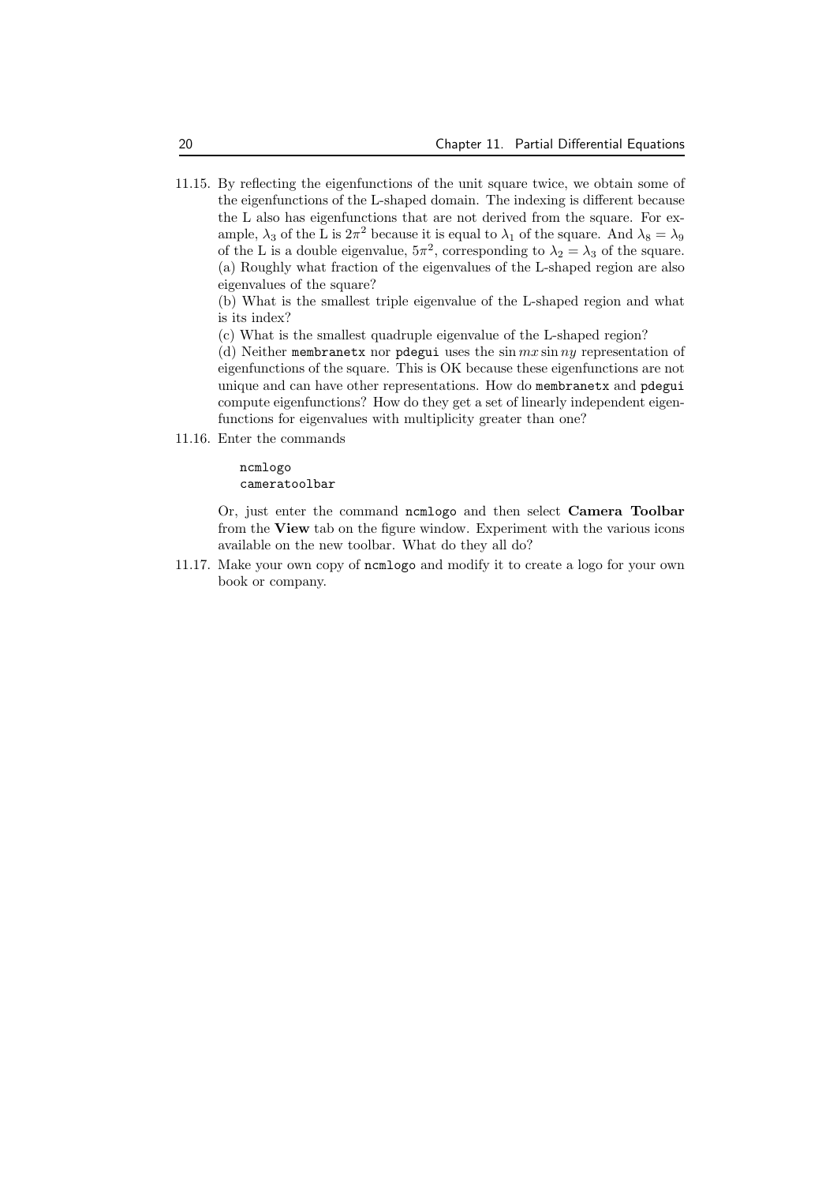11.15. By reflecting the eigenfunctions of the unit square twice, we obtain some of the eigenfunctions of the L-shaped domain. The indexing is different because the L also has eigenfunctions that are not derived from the square. For example, $\lambda_3$ of the L is $2\pi^2$ because it is equal to $\lambda_1$ of the square. And $\lambda_8 = \lambda_9$ of the L is a double eigenvalue, $5\pi^2$, corresponding to $\lambda_2 = \lambda_3$ of the square.
(a) Roughly what fraction of the eigenvalues of the L-shaped region are also eigenvalues of the square?
(b) What is the smallest triple eigenvalue of the L-shaped region and what is its index?
(c) What is the smallest quadruple eigenvalue of the L-shaped region?
(d) Neither `membranetx` nor `pdegui` uses the $\sin mx \sin ny$ representation of eigenfunctions of the square. This is OK because these eigenfunctions are not unique and can have other representations. How do `membranetx` and `pdegui` compute eigenfunctions? How do they get a set of linearly independent eigenfunctions for eigenvalues with multiplicity greater than one?

11.16. Enter the commands

```
ncmlogo
cameratoolbar
```

Or, just enter the command `ncmlogo` and then select **Camera Toolbar** from the **View** tab on the figure window. Experiment with the various icons available on the new toolbar. What do they all do?

11.17. Make your own copy of `ncmlogo` and modify it to create a logo for your own book or company.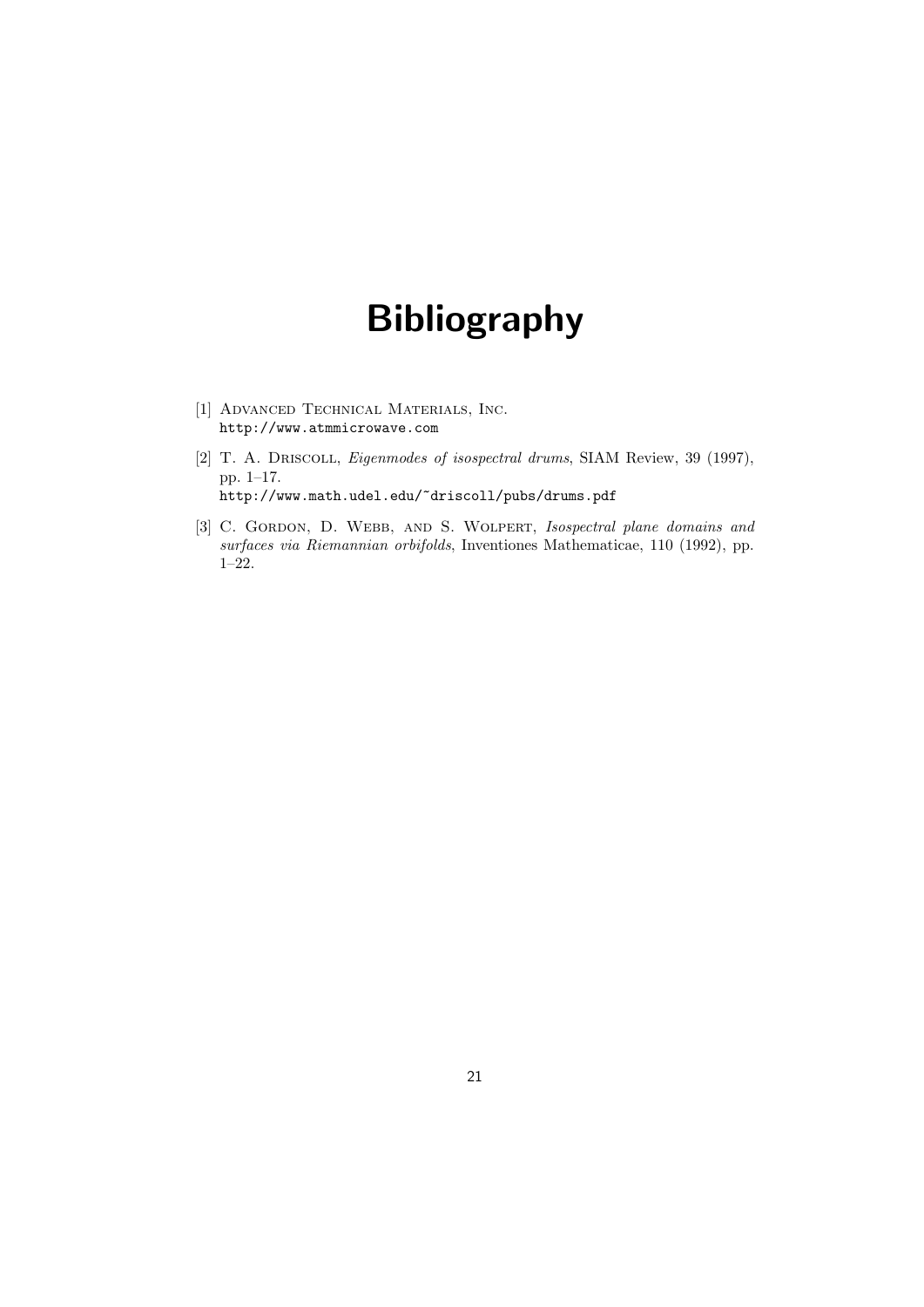# Bibliography

[1] ADVANCED TECHNICAL MATERIALS, INC.
http://www.atmmicrowave.com

[2] T. A. DRISCOLL, *Eigenmodes of isospectral drums*, SIAM Review, 39 (1997), pp. 1–17.
http://www.math.udel.edu/~driscoll/pubs/drums.pdf

[3] C. GORDON, D. WEBB, AND S. WOLPERT, *Isospectral plane domains and surfaces via Riemannian orbifolds*, Inventiones Mathematicae, 110 (1992), pp. 1–22.